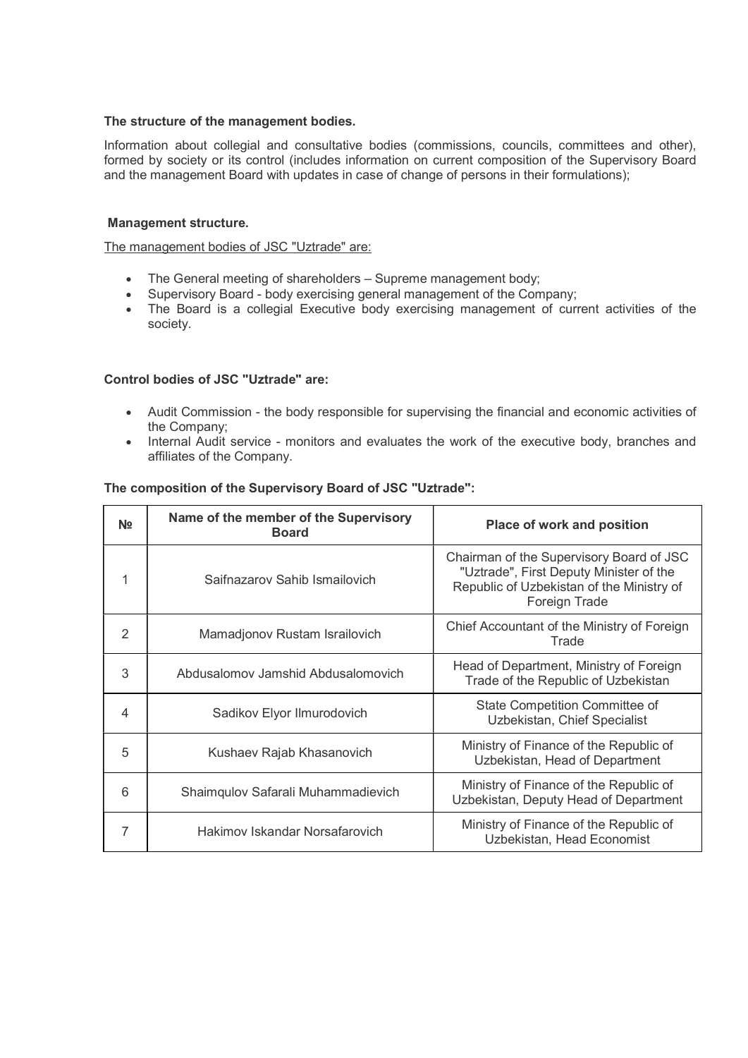**The structure of the management bodies.**

Information about collegial and consultative bodies (commissions, councils, committees and other), formed by society or its control (includes information on current composition of the Supervisory Board and the management Board with updates in case of change of persons in their formulations);

**Management structure.**

The management bodies of JSC "Uztrade" are:

- The General meeting of shareholders – Supreme management body;
- Supervisory Board - body exercising general management of the Company;
- The Board is a collegial Executive body exercising management of current activities of the society.

**Control bodies of JSC "Uztrade" are:**

- Audit Commission - the body responsible for supervising the financial and economic activities of the Company;
- Internal Audit service - monitors and evaluates the work of the executive body, branches and affiliates of the Company.

**The composition of the Supervisory Board of JSC "Uztrade":**

| № | Name of the member of the Supervisory Board | Place of work and position |
|---|---|---|
| 1 | Saifnazarov Sahib Ismailovich | Chairman of the Supervisory Board of JSC "Uztrade", First Deputy Minister of the Republic of Uzbekistan of the Ministry of Foreign Trade |
| 2 | Mamadjonov Rustam Israilovich | Chief Accountant of the Ministry of Foreign Trade |
| 3 | Abdusalomov Jamshid Abdusalomovich | Head of Department, Ministry of Foreign Trade of the Republic of Uzbekistan |
| 4 | Sadikov Elyor Ilmurodovich | State Competition Committee of Uzbekistan, Chief Specialist |
| 5 | Kushaev Rajab Khasanovich | Ministry of Finance of the Republic of Uzbekistan, Head of Department |
| 6 | Shaimqulov Safarali Muhammadievich | Ministry of Finance of the Republic of Uzbekistan, Deputy Head of Department |
| 7 | Hakimov Iskandar Norsafarovich | Ministry of Finance of the Republic of Uzbekistan, Head Economist |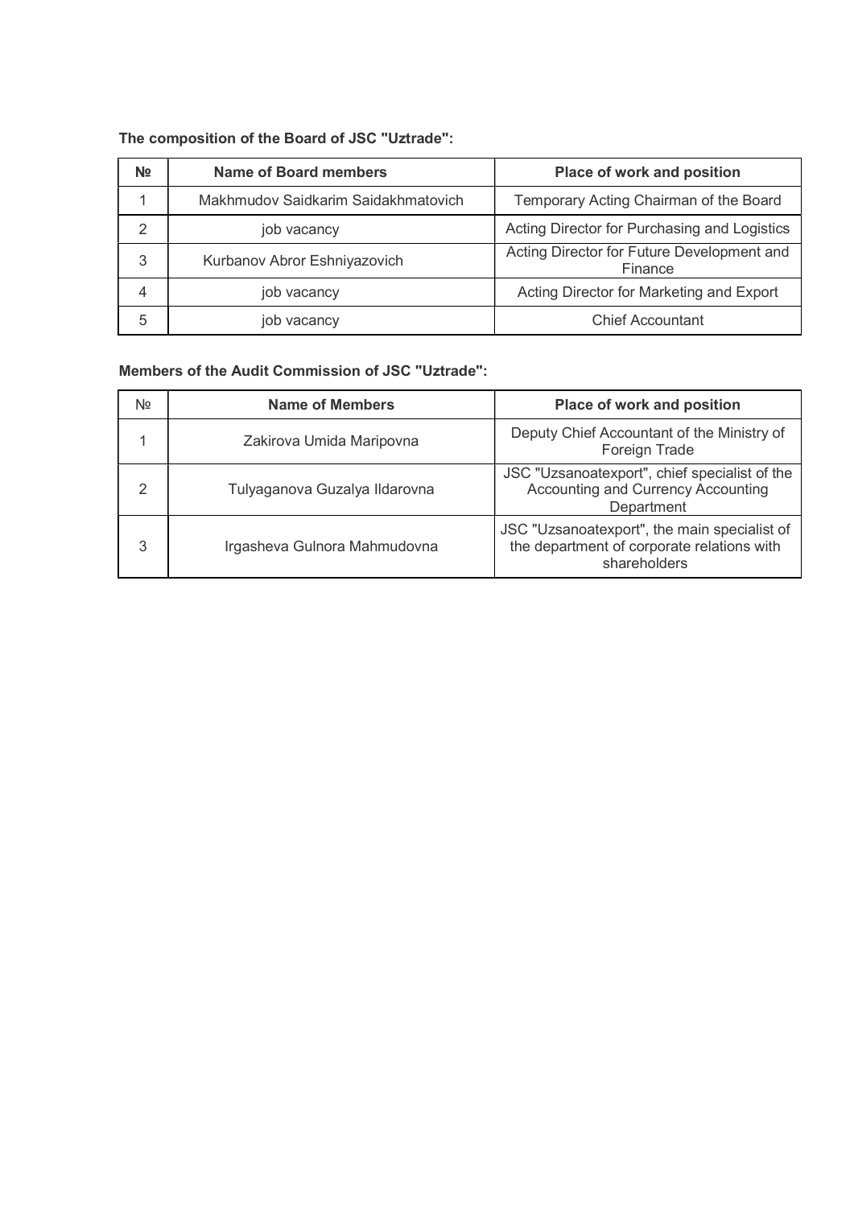**The composition of the Board of JSC "Uztrade":**

| № | Name of Board members | Place of work and position |
|---|---|---|
| 1 | Makhmudov Saidkarim Saidakhmatovich | Temporary Acting Chairman of the Board |
| 2 | job vacancy | Acting Director for Purchasing and Logistics |
| 3 | Kurbanov Abror Eshniyazovich | Acting Director for Future Development and Finance |
| 4 | job vacancy | Acting Director for Marketing and Export |
| 5 | job vacancy | Chief Accountant |

**Members of the Audit Commission of JSC "Uztrade":**

| № | Name of Members | Place of work and position |
|---|---|---|
| 1 | Zakirova Umida Maripovna | Deputy Chief Accountant of the Ministry of Foreign Trade |
| 2 | Tulyaganova Guzalya Ildarovna | JSC "Uzsanoatexport", chief specialist of the Accounting and Currency Accounting Department |
| 3 | Irgasheva Gulnora Mahmudovna | JSC "Uzsanoatexport", the main specialist of the department of corporate relations with shareholders |